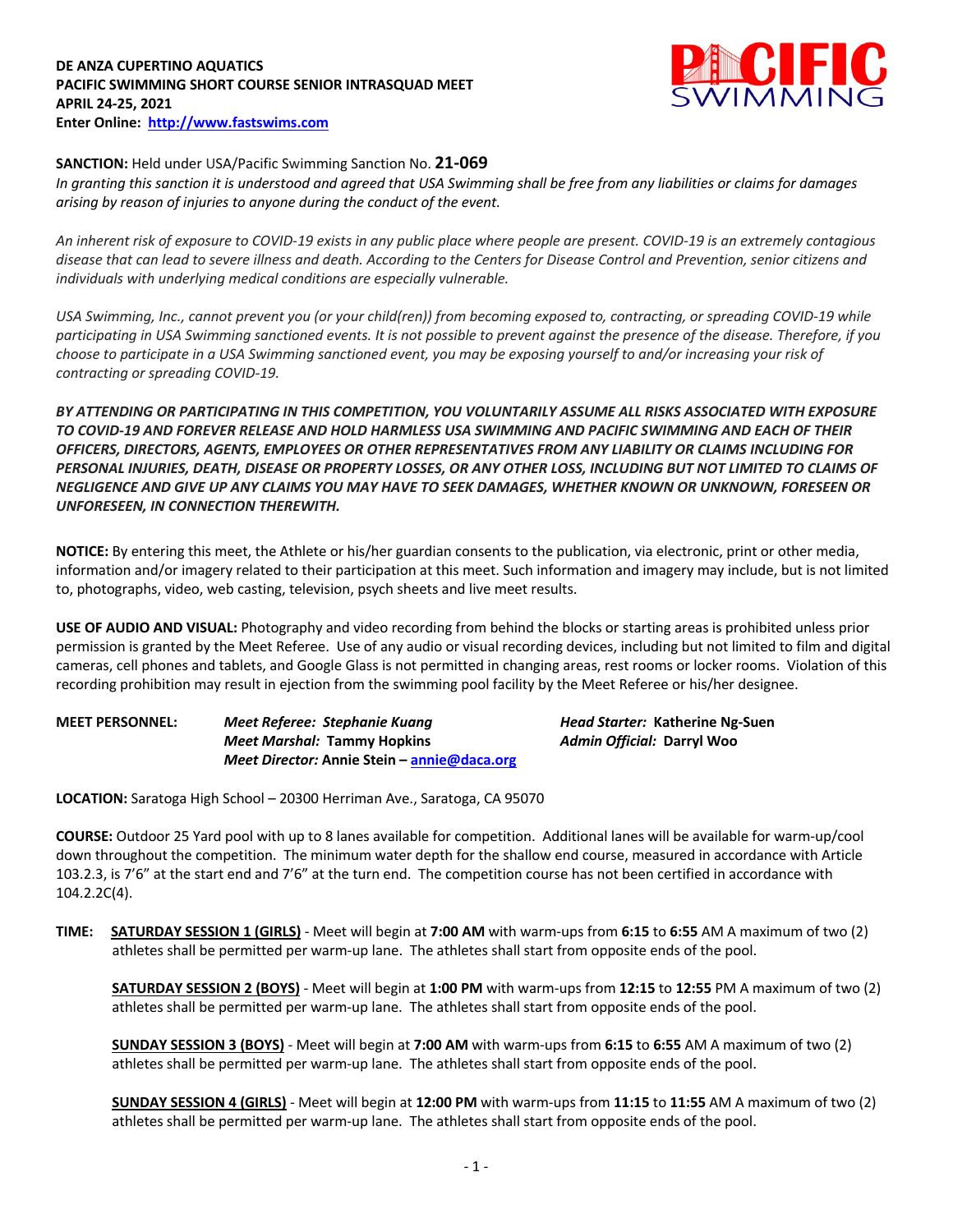**DE ANZA CUPERTINO AQUATICS**
**PACIFIC SWIMMING SHORT COURSE SENIOR INTRASQUAD MEET**
**APRIL 24-25, 2021**
**Enter Online: [http://www.fastswims.com](http://www.fastswims.com)**

**SANCTION:** Held under USA/Pacific Swimming Sanction No. **21-069**
*In granting this sanction it is understood and agreed that USA Swimming shall be free from any liabilities or claims for damages arising by reason of injuries to anyone during the conduct of the event.*

*An inherent risk of exposure to COVID-19 exists in any public place where people are present. COVID-19 is an extremely contagious disease that can lead to severe illness and death. According to the Centers for Disease Control and Prevention, senior citizens and individuals with underlying medical conditions are especially vulnerable.*

*USA Swimming, Inc., cannot prevent you (or your child(ren)) from becoming exposed to, contracting, or spreading COVID-19 while participating in USA Swimming sanctioned events. It is not possible to prevent against the presence of the disease. Therefore, if you choose to participate in a USA Swimming sanctioned event, you may be exposing yourself to and/or increasing your risk of contracting or spreading COVID-19.*

***BY ATTENDING OR PARTICIPATING IN THIS COMPETITION, YOU VOLUNTARILY ASSUME ALL RISKS ASSOCIATED WITH EXPOSURE TO COVID-19 AND FOREVER RELEASE AND HOLD HARMLESS USA SWIMMING AND PACIFIC SWIMMING AND EACH OF THEIR OFFICERS, DIRECTORS, AGENTS, EMPLOYEES OR OTHER REPRESENTATIVES FROM ANY LIABILITY OR CLAIMS INCLUDING FOR PERSONAL INJURIES, DEATH, DISEASE OR PROPERTY LOSSES, OR ANY OTHER LOSS, INCLUDING BUT NOT LIMITED TO CLAIMS OF NEGLIGENCE AND GIVE UP ANY CLAIMS YOU MAY HAVE TO SEEK DAMAGES, WHETHER KNOWN OR UNKNOWN, FORESEEN OR UNFORESEEN, IN CONNECTION THEREWITH.***

**NOTICE:** By entering this meet, the Athlete or his/her guardian consents to the publication, via electronic, print or other media, information and/or imagery related to their participation at this meet. Such information and imagery may include, but is not limited to, photographs, video, web casting, television, psych sheets and live meet results.

**USE OF AUDIO AND VISUAL:** Photography and video recording from behind the blocks or starting areas is prohibited unless prior permission is granted by the Meet Referee. Use of any audio or visual recording devices, including but not limited to film and digital cameras, cell phones and tablets, and Google Glass is not permitted in changing areas, rest rooms or locker rooms. Violation of this recording prohibition may result in ejection from the swimming pool facility by the Meet Referee or his/her designee.

**MEET PERSONNEL:**
*Meet Referee:* **Stephanie Kuang**
*Meet Marshal:* **Tammy Hopkins**
*Meet Director:* **Annie Stein – [annie@daca.org](mailto:annie@daca.org)**
*Head Starter:* **Katherine Ng-Suen**
*Admin Official:* **Darryl Woo**

**LOCATION:** Saratoga High School – 20300 Herriman Ave., Saratoga, CA 95070

**COURSE:** Outdoor 25 Yard pool with up to 8 lanes available for competition. Additional lanes will be available for warm-up/cool down throughout the competition. The minimum water depth for the shallow end course, measured in accordance with Article 103.2.3, is 7'6" at the start end and 7'6" at the turn end. The competition course has not been certified in accordance with 104.2.2C(4).

**TIME:** **SATURDAY SESSION 1 (GIRLS)** - Meet will begin at **7:00 AM** with warm-ups from **6:15** to **6:55** AM A maximum of two (2) athletes shall be permitted per warm-up lane. The athletes shall start from opposite ends of the pool.

**SATURDAY SESSION 2 (BOYS)** - Meet will begin at **1:00 PM** with warm-ups from **12:15** to **12:55** PM A maximum of two (2) athletes shall be permitted per warm-up lane. The athletes shall start from opposite ends of the pool.

**SUNDAY SESSION 3 (BOYS)** - Meet will begin at **7:00 AM** with warm-ups from **6:15** to **6:55** AM A maximum of two (2) athletes shall be permitted per warm-up lane. The athletes shall start from opposite ends of the pool.

**SUNDAY SESSION 4 (GIRLS)** - Meet will begin at **12:00 PM** with warm-ups from **11:15** to **11:55** AM A maximum of two (2) athletes shall be permitted per warm-up lane. The athletes shall start from opposite ends of the pool.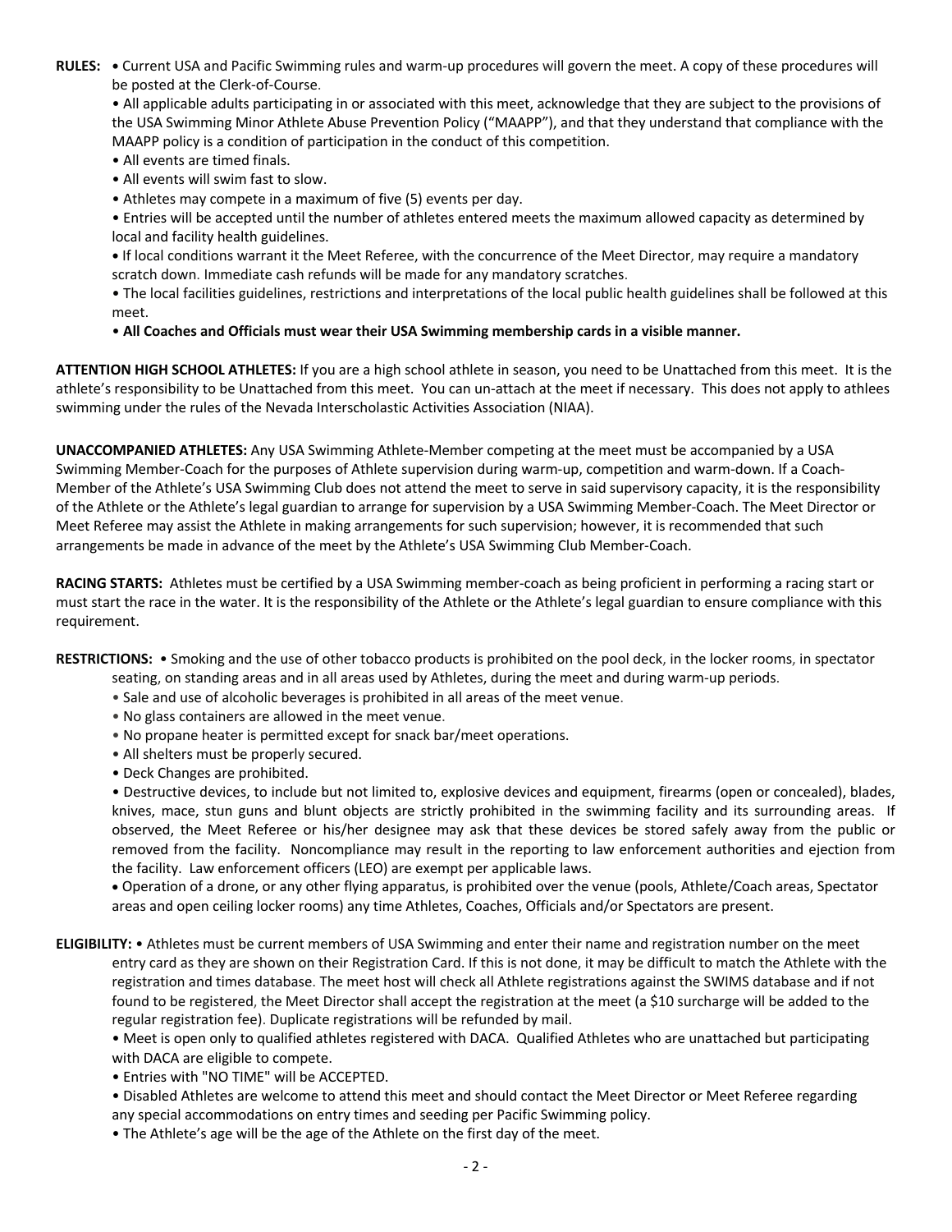**RULES:** • Current USA and Pacific Swimming rules and warm-up procedures will govern the meet. A copy of these procedures will be posted at the Clerk-of-Course.

• All applicable adults participating in or associated with this meet, acknowledge that they are subject to the provisions of the USA Swimming Minor Athlete Abuse Prevention Policy ("MAAPP"), and that they understand that compliance with the MAAPP policy is a condition of participation in the conduct of this competition.

• All events are timed finals.

• All events will swim fast to slow.

• Athletes may compete in a maximum of five (5) events per day.

• Entries will be accepted until the number of athletes entered meets the maximum allowed capacity as determined by local and facility health guidelines.

• If local conditions warrant it the Meet Referee, with the concurrence of the Meet Director, may require a mandatory scratch down. Immediate cash refunds will be made for any mandatory scratches.

• The local facilities guidelines, restrictions and interpretations of the local public health guidelines shall be followed at this meet.

• **All Coaches and Officials must wear their USA Swimming membership cards in a visible manner.**

**ATTENTION HIGH SCHOOL ATHLETES:** If you are a high school athlete in season, you need to be Unattached from this meet. It is the athlete's responsibility to be Unattached from this meet. You can un-attach at the meet if necessary. This does not apply to athlees swimming under the rules of the Nevada Interscholastic Activities Association (NIAA).

**UNACCOMPANIED ATHLETES:** Any USA Swimming Athlete-Member competing at the meet must be accompanied by a USA Swimming Member-Coach for the purposes of Athlete supervision during warm-up, competition and warm-down. If a Coach-Member of the Athlete's USA Swimming Club does not attend the meet to serve in said supervisory capacity, it is the responsibility of the Athlete or the Athlete's legal guardian to arrange for supervision by a USA Swimming Member-Coach. The Meet Director or Meet Referee may assist the Athlete in making arrangements for such supervision; however, it is recommended that such arrangements be made in advance of the meet by the Athlete's USA Swimming Club Member-Coach.

**RACING STARTS:** Athletes must be certified by a USA Swimming member-coach as being proficient in performing a racing start or must start the race in the water. It is the responsibility of the Athlete or the Athlete's legal guardian to ensure compliance with this requirement.

**RESTRICTIONS:** • Smoking and the use of other tobacco products is prohibited on the pool deck, in the locker rooms, in spectator seating, on standing areas and in all areas used by Athletes, during the meet and during warm-up periods.

• Sale and use of alcoholic beverages is prohibited in all areas of the meet venue.

• No glass containers are allowed in the meet venue.

• No propane heater is permitted except for snack bar/meet operations.

• All shelters must be properly secured.

• Deck Changes are prohibited.

• Destructive devices, to include but not limited to, explosive devices and equipment, firearms (open or concealed), blades, knives, mace, stun guns and blunt objects are strictly prohibited in the swimming facility and its surrounding areas. If observed, the Meet Referee or his/her designee may ask that these devices be stored safely away from the public or removed from the facility. Noncompliance may result in the reporting to law enforcement authorities and ejection from the facility. Law enforcement officers (LEO) are exempt per applicable laws.

• Operation of a drone, or any other flying apparatus, is prohibited over the venue (pools, Athlete/Coach areas, Spectator areas and open ceiling locker rooms) any time Athletes, Coaches, Officials and/or Spectators are present.

**ELIGIBILITY:** • Athletes must be current members of USA Swimming and enter their name and registration number on the meet entry card as they are shown on their Registration Card. If this is not done, it may be difficult to match the Athlete with the registration and times database. The meet host will check all Athlete registrations against the SWIMS database and if not found to be registered, the Meet Director shall accept the registration at the meet (a $10 surcharge will be added to the regular registration fee). Duplicate registrations will be refunded by mail.

• Meet is open only to qualified athletes registered with DACA. Qualified Athletes who are unattached but participating with DACA are eligible to compete.

• Entries with "NO TIME" will be ACCEPTED.

• Disabled Athletes are welcome to attend this meet and should contact the Meet Director or Meet Referee regarding any special accommodations on entry times and seeding per Pacific Swimming policy.

• The Athlete's age will be the age of the Athlete on the first day of the meet.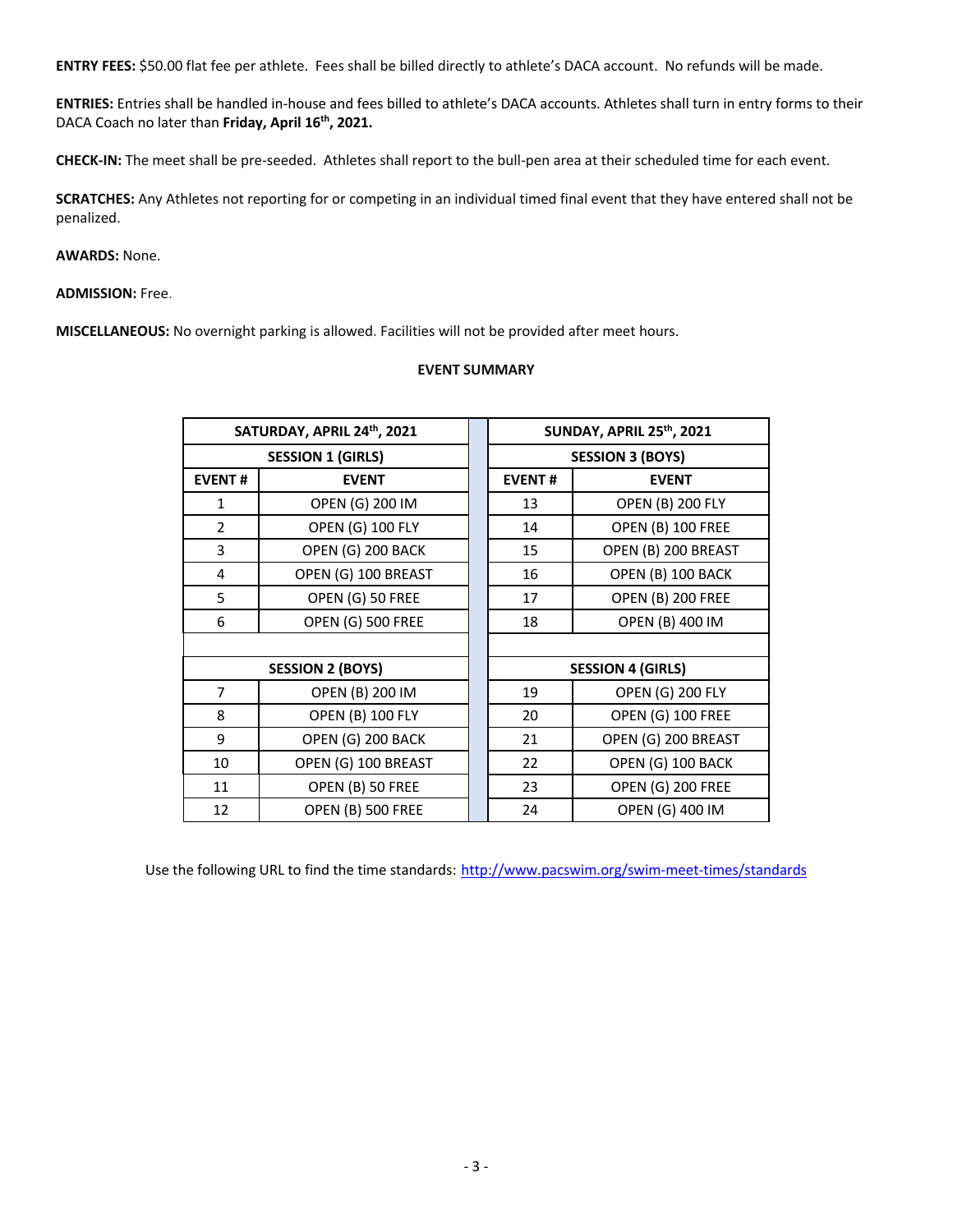**ENTRY FEES:** $50.00 flat fee per athlete. Fees shall be billed directly to athlete's DACA account. No refunds will be made.

**ENTRIES:** Entries shall be handled in-house and fees billed to athlete's DACA accounts. Athletes shall turn in entry forms to their DACA Coach no later than **Friday, April 16th, 2021.**

**CHECK-IN:** The meet shall be pre-seeded. Athletes shall report to the bull-pen area at their scheduled time for each event.

**SCRATCHES:** Any Athletes not reporting for or competing in an individual timed final event that they have entered shall not be penalized.

**AWARDS:** None.

**ADMISSION:** Free.

**MISCELLANEOUS:** No overnight parking is allowed. Facilities will not be provided after meet hours.

**EVENT SUMMARY**

| SATURDAY, APRIL 24th, 2021 | | SUNDAY, APRIL 25th, 2021 | |
|---|---|---|---|
| **SESSION 1 (GIRLS)** | | **SESSION 3 (BOYS)** | |
| **EVENT #** | **EVENT** | **EVENT #** | **EVENT** |
| 1 | OPEN (G) 200 IM | 13 | OPEN (B) 200 FLY |
| 2 | OPEN (G) 100 FLY | 14 | OPEN (B) 100 FREE |
| 3 | OPEN (G) 200 BACK | 15 | OPEN (B) 200 BREAST |
| 4 | OPEN (G) 100 BREAST | 16 | OPEN (B) 100 BACK |
| 5 | OPEN (G) 50 FREE | 17 | OPEN (B) 200 FREE |
| 6 | OPEN (G) 500 FREE | 18 | OPEN (B) 400 IM |
| | | | |
| **SESSION 2 (BOYS)** | | **SESSION 4 (GIRLS)** | |
| 7 | OPEN (B) 200 IM | 19 | OPEN (G) 200 FLY |
| 8 | OPEN (B) 100 FLY | 20 | OPEN (G) 100 FREE |
| 9 | OPEN (G) 200 BACK | 21 | OPEN (G) 200 BREAST |
| 10 | OPEN (G) 100 BREAST | 22 | OPEN (G) 100 BACK |
| 11 | OPEN (B) 50 FREE | 23 | OPEN (G) 200 FREE |
| 12 | OPEN (B) 500 FREE | 24 | OPEN (G) 400 IM |

Use the following URL to find the time standards: http://www.pacswim.org/swim-meet-times/standards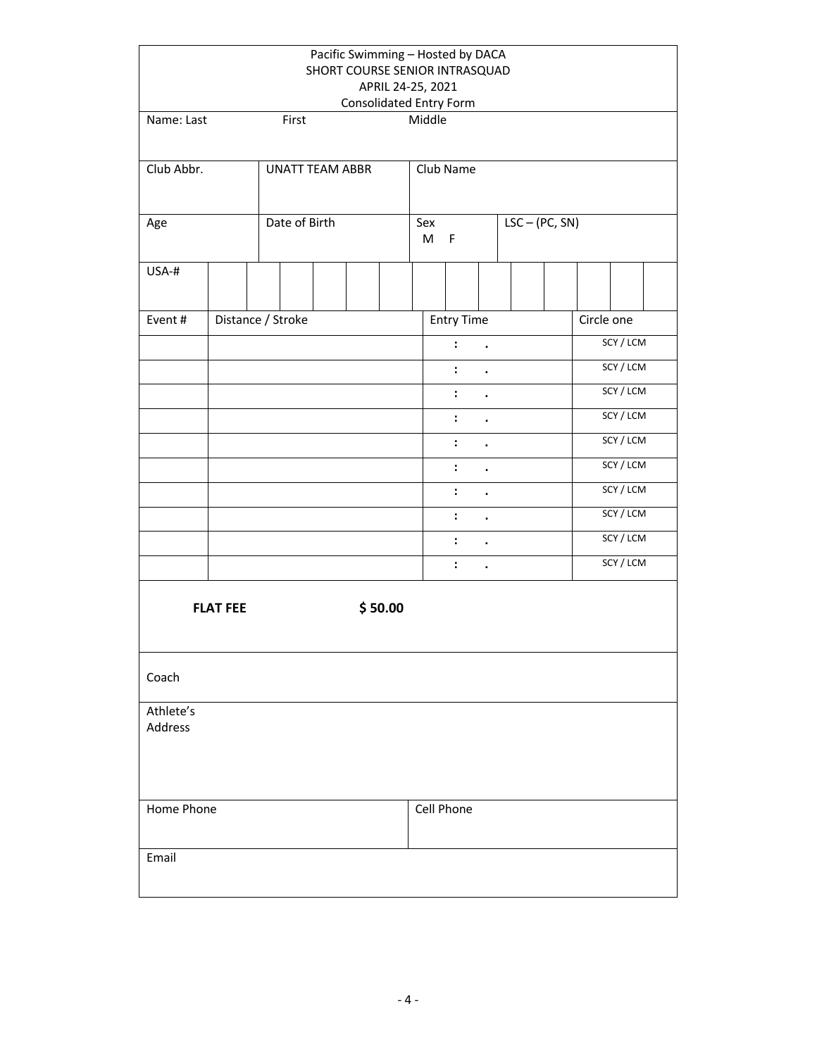Pacific Swimming – Hosted by DACA
SHORT COURSE SENIOR INTRASQUAD
APRIL 24-25, 2021
Consolidated Entry Form

| Name: Last | First | Middle |
|---|---|---|
| | | |

| Club Abbr. | UNATT TEAM ABBR | Club Name |
|---|---|---|
| | | |

| Age | Date of Birth | Sex M F | LSC – (PC, SN) |
|---|---|---|---|
| | | | |

| USA-# | | | | | | | | | | | | | | |
|---|---|---|---|---|---|---|---|---|---|---|---|---|---|---|
| | | | | | | | | | | | | | | |

| Event # | Distance / Stroke | Entry Time | Circle one |
|---|---|---|---|
| | | : . | SCY / LCM |
| | | : . | SCY / LCM |
| | | : . | SCY / LCM |
| | | : . | SCY / LCM |
| | | : . | SCY / LCM |
| | | : . | SCY / LCM |
| | | : . | SCY / LCM |
| | | : . | SCY / LCM |
| | | : . | SCY / LCM |
| | | : . | SCY / LCM |

**FLAT FEE** **$ 50.00**

Coach

Athlete's Address

| Home Phone | Cell Phone |
|---|---|
| | |

Email